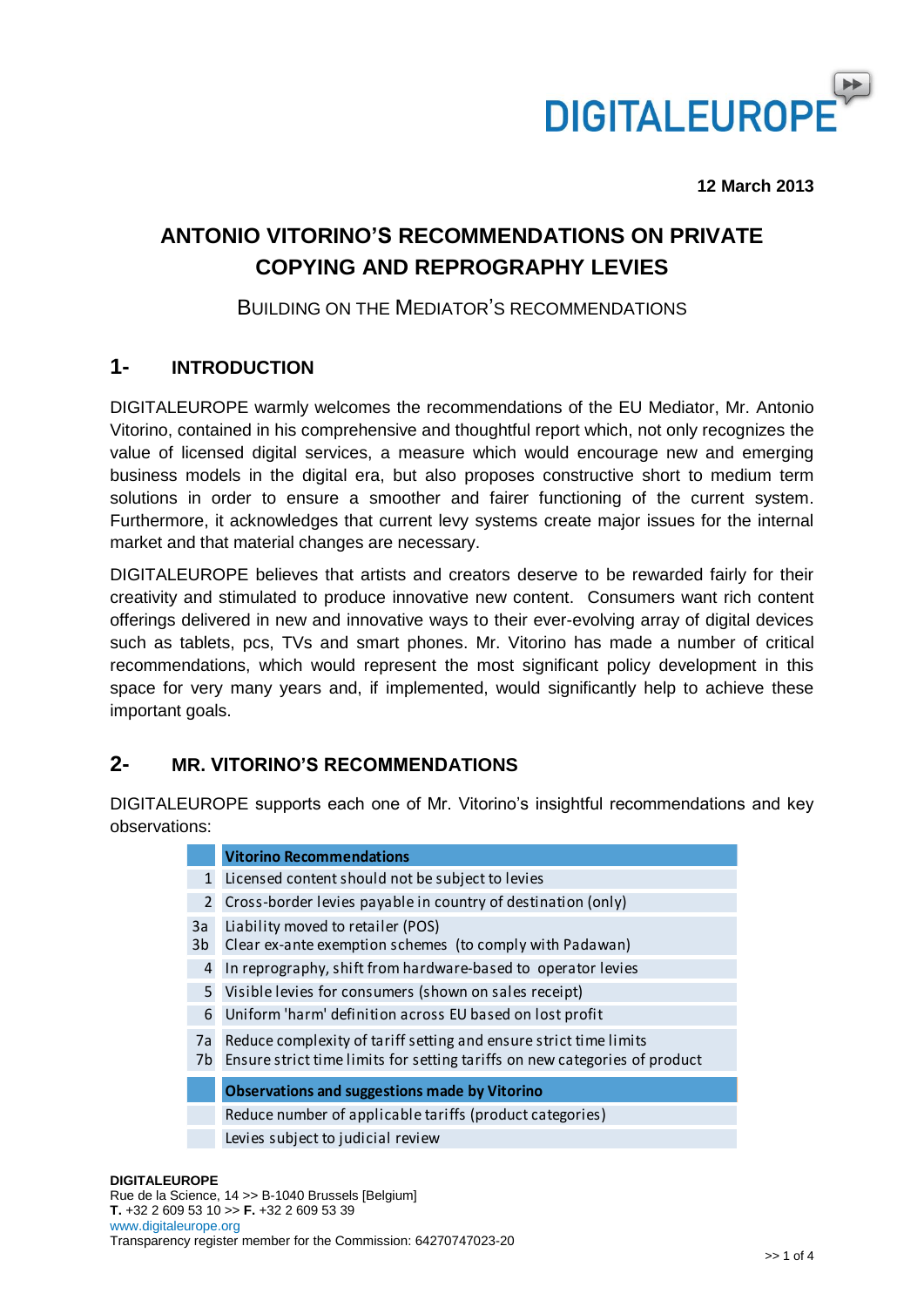12 March 2013

# ANTONIO VITORINO'S RECOMMENDATIONS ON PRIVATE COPYING AND REPROGRAPHY LEVIES

BUILDING ON THE MEDIATOR'S RECOMMENDATIONS

## 1- INTRODUCTION

DIGITALEUROPE warmly welcomes the recommendations of the EU Mediator, Mr. Antonio Vitorino, contained in his comprehensive and thoughtful report which, not only recognizes the value of licensed digital services, a measure which would encourage new and emerging business models in the digital era, but also proposes constructive short to medium term solutions in order to ensure a smoother and fairer functioning of the current system. Furthermore, it acknowledges that current levy systems create major issues for the internal market and that material changes are necessary.

DIGITALEUROPE believes that artists and creators deserve to be rewarded fairly for their creativity and stimulated to produce innovative new content. Consumers want rich content offerings delivered in new and innovative ways to their ever-evolving array of digital devices such as tablets, pcs, TVs and smart phones. Mr. Vitorino has made a number of critical recommendations, which would represent the most significant policy development in this space for very many years and, if implemented, would significantly help to achieve these important goals.

## 2- MR. VITORINO'S RECOMMENDATIONS

DIGITALEUROPE supports each one of Mr. Vitorino's insightful recommendations and key observations:

| | **Vitorino Recommendations** |
|---|---|
| 1 | Licensed content should not be subject to levies |
| 2 | Cross-border levies payable in country of destination (only) |
| 3a<br>3b | Liability moved to retailer (POS)<br>Clear ex-ante exemption schemes (to comply with Padawan) |
| 4 | In reprography, shift from hardware-based to operator levies |
| 5 | Visible levies for consumers (shown on sales receipt) |
| 6 | Uniform 'harm' definition across EU based on lost profit |
| 7a<br>7b | Reduce complexity of tariff setting and ensure strict time limits<br>Ensure strict time limits for setting tariffs on new categories of product |
| | **Observations and suggestions made by Vitorino** |
| | Reduce number of applicable tariffs (product categories) |
| | Levies subject to judicial review |

**DIGITALEUROPE**
Rue de la Science, 14 >> B-1040 Brussels [Belgium]
**T.** +32 2 609 53 10 >> **F.** +32 2 609 53 39
www.digitaleurope.org
Transparency register member for the Commission: 64270747023-20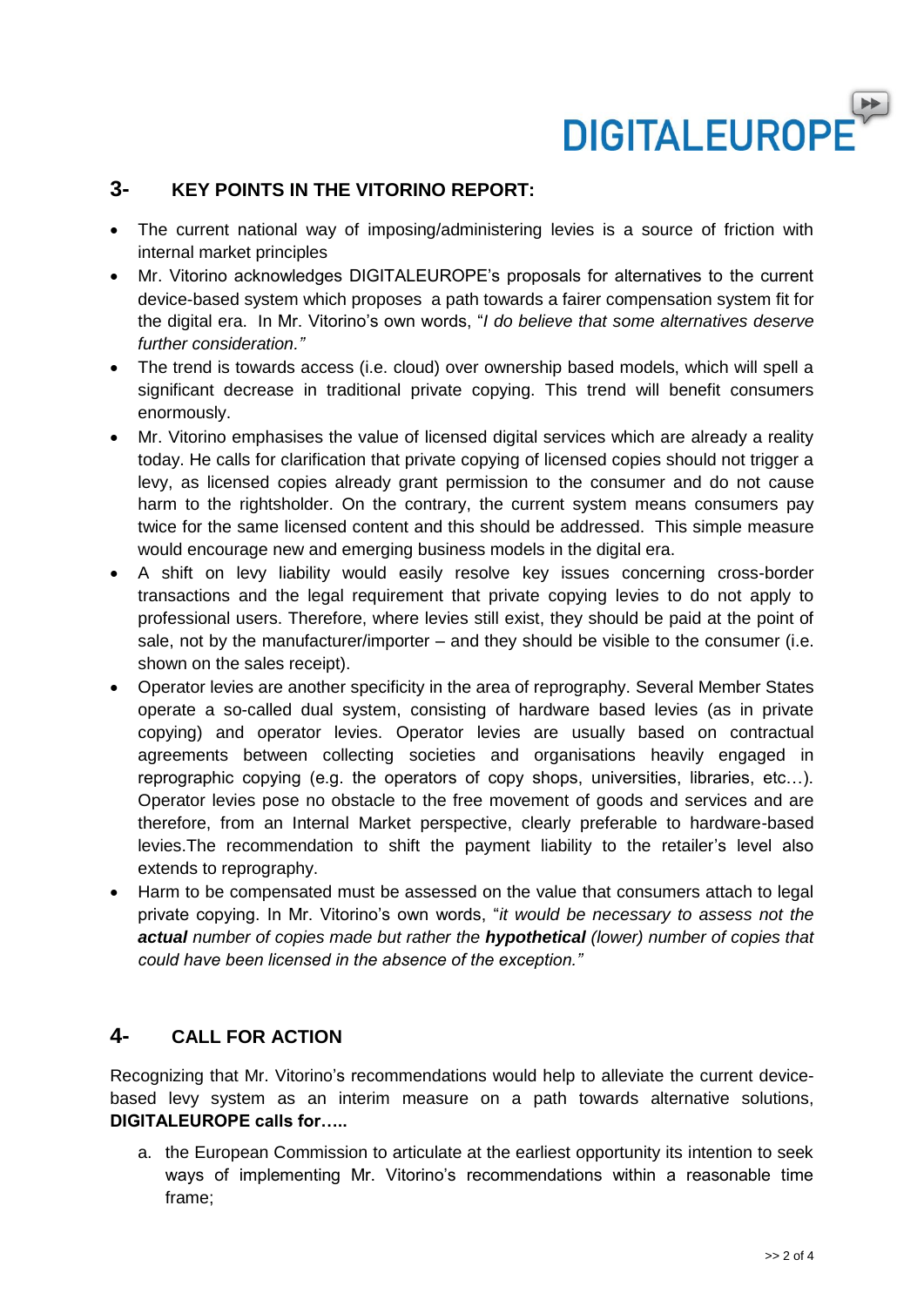## 3- KEY POINTS IN THE VITORINO REPORT:

- The current national way of imposing/administering levies is a source of friction with internal market principles
- Mr. Vitorino acknowledges DIGITALEUROPE's proposals for alternatives to the current device-based system which proposes a path towards a fairer compensation system fit for the digital era. In Mr. Vitorino's own words, "*I do believe that some alternatives deserve further consideration."*
- The trend is towards access (i.e. cloud) over ownership based models, which will spell a significant decrease in traditional private copying. This trend will benefit consumers enormously.
- Mr. Vitorino emphasises the value of licensed digital services which are already a reality today. He calls for clarification that private copying of licensed copies should not trigger a levy, as licensed copies already grant permission to the consumer and do not cause harm to the rightsholder. On the contrary, the current system means consumers pay twice for the same licensed content and this should be addressed. This simple measure would encourage new and emerging business models in the digital era.
- A shift on levy liability would easily resolve key issues concerning cross-border transactions and the legal requirement that private copying levies to do not apply to professional users. Therefore, where levies still exist, they should be paid at the point of sale, not by the manufacturer/importer – and they should be visible to the consumer (i.e. shown on the sales receipt).
- Operator levies are another specificity in the area of reprography. Several Member States operate a so-called dual system, consisting of hardware based levies (as in private copying) and operator levies. Operator levies are usually based on contractual agreements between collecting societies and organisations heavily engaged in reprographic copying (e.g. the operators of copy shops, universities, libraries, etc…). Operator levies pose no obstacle to the free movement of goods and services and are therefore, from an Internal Market perspective, clearly preferable to hardware-based levies.The recommendation to shift the payment liability to the retailer's level also extends to reprography.
- Harm to be compensated must be assessed on the value that consumers attach to legal private copying. In Mr. Vitorino's own words, "*it would be necessary to assess not the **actual** number of copies made but rather the **hypothetical** (lower) number of copies that could have been licensed in the absence of the exception."*

## 4- CALL FOR ACTION

Recognizing that Mr. Vitorino's recommendations would help to alleviate the current device-based levy system as an interim measure on a path towards alternative solutions, **DIGITALEUROPE calls for…..**

a. the European Commission to articulate at the earliest opportunity its intention to seek ways of implementing Mr. Vitorino's recommendations within a reasonable time frame;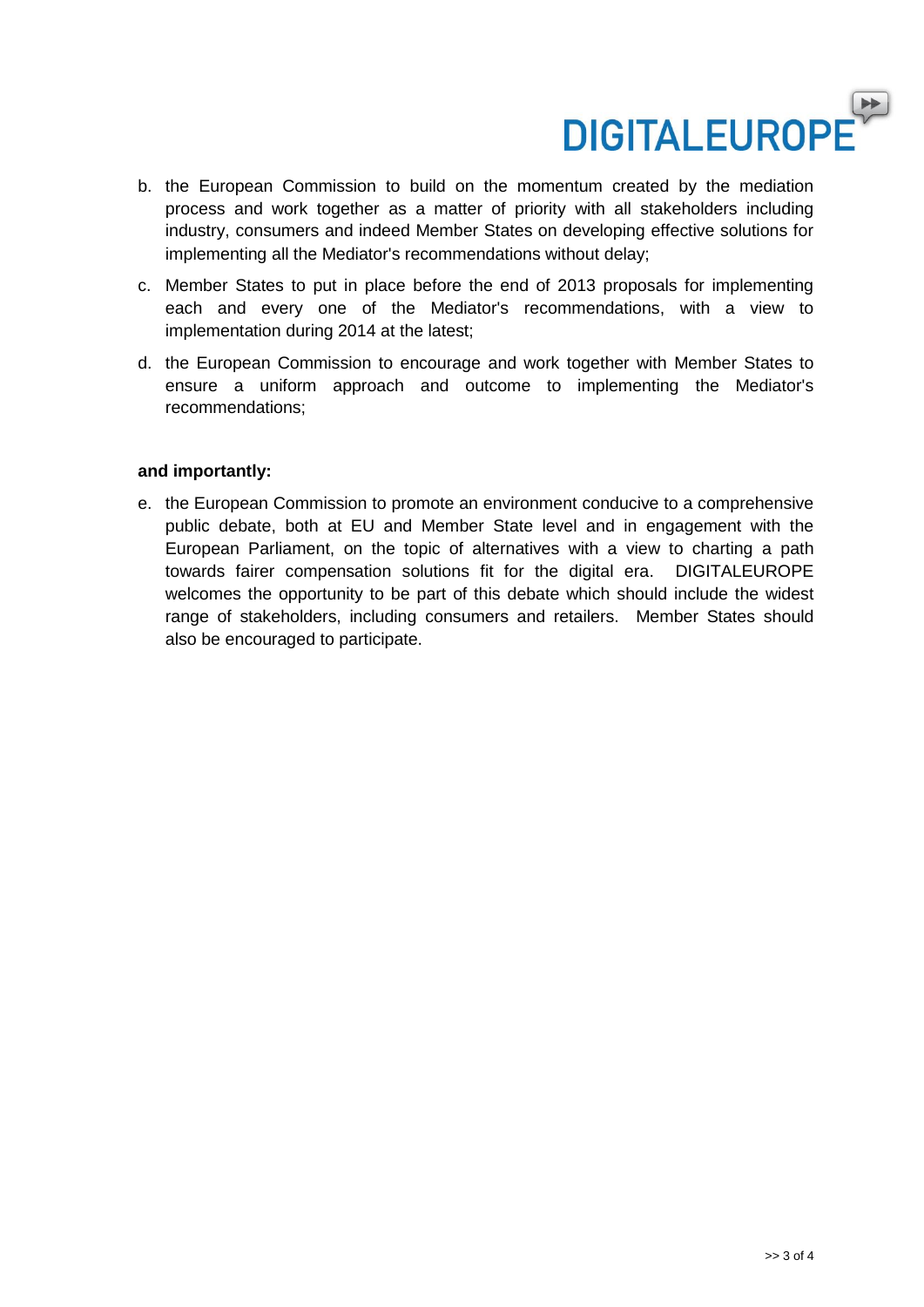b. the European Commission to build on the momentum created by the mediation process and work together as a matter of priority with all stakeholders including industry, consumers and indeed Member States on developing effective solutions for implementing all the Mediator's recommendations without delay;

c. Member States to put in place before the end of 2013 proposals for implementing each and every one of the Mediator's recommendations, with a view to implementation during 2014 at the latest;

d. the European Commission to encourage and work together with Member States to ensure a uniform approach and outcome to implementing the Mediator's recommendations;

**and importantly:**

e. the European Commission to promote an environment conducive to a comprehensive public debate, both at EU and Member State level and in engagement with the European Parliament, on the topic of alternatives with a view to charting a path towards fairer compensation solutions fit for the digital era. DIGITALEUROPE welcomes the opportunity to be part of this debate which should include the widest range of stakeholders, including consumers and retailers. Member States should also be encouraged to participate.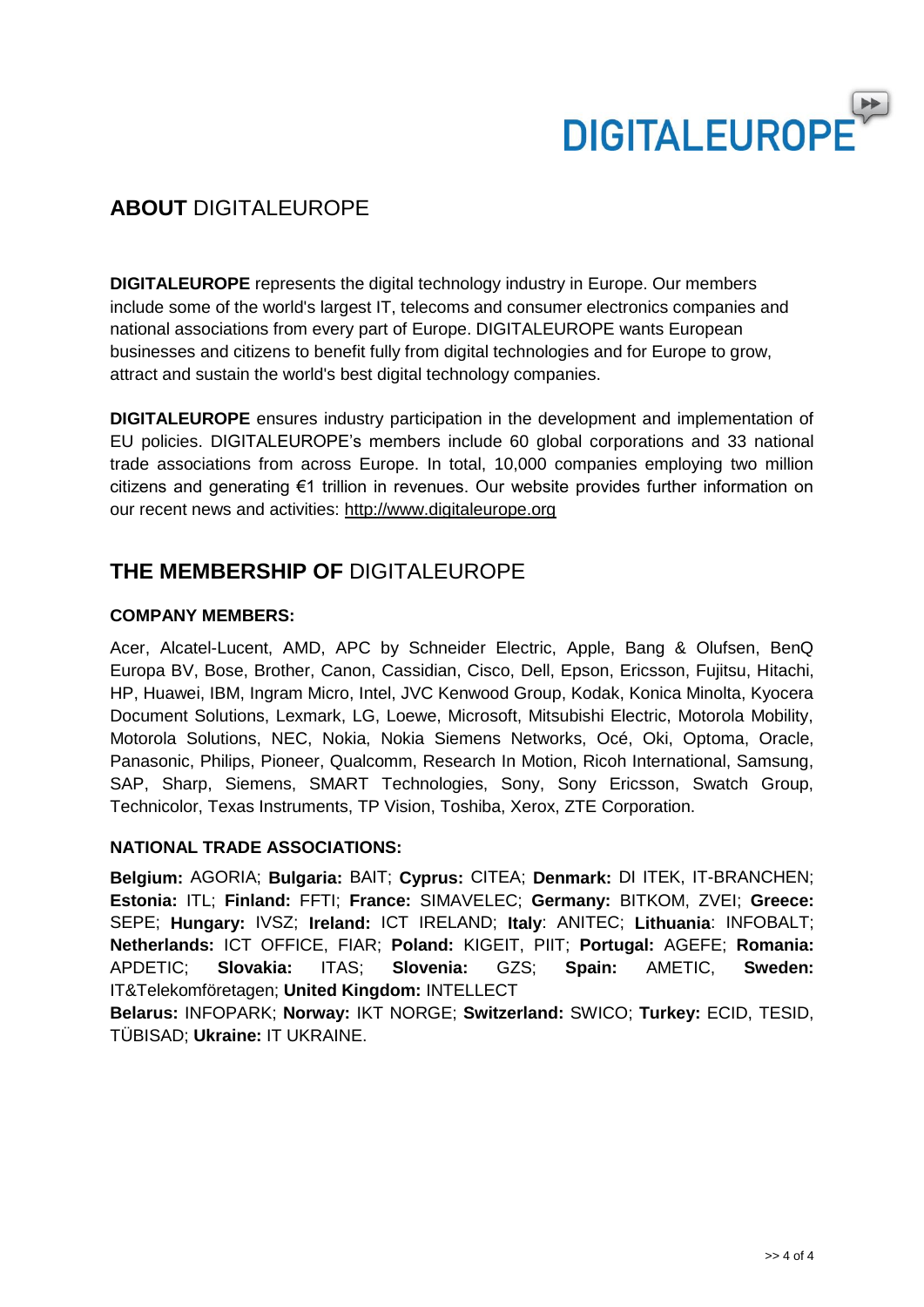DIGITALEUROPE

## **ABOUT** DIGITALEUROPE

**DIGITALEUROPE** represents the digital technology industry in Europe. Our members include some of the world's largest IT, telecoms and consumer electronics companies and national associations from every part of Europe. DIGITALEUROPE wants European businesses and citizens to benefit fully from digital technologies and for Europe to grow, attract and sustain the world's best digital technology companies.

**DIGITALEUROPE** ensures industry participation in the development and implementation of EU policies. DIGITALEUROPE's members include 60 global corporations and 33 national trade associations from across Europe. In total, 10,000 companies employing two million citizens and generating €1 trillion in revenues. Our website provides further information on our recent news and activities: http://www.digitaleurope.org

## **THE MEMBERSHIP OF** DIGITALEUROPE

### COMPANY MEMBERS:

Acer, Alcatel-Lucent, AMD, APC by Schneider Electric, Apple, Bang & Olufsen, BenQ Europa BV, Bose, Brother, Canon, Cassidian, Cisco, Dell, Epson, Ericsson, Fujitsu, Hitachi, HP, Huawei, IBM, Ingram Micro, Intel, JVC Kenwood Group, Kodak, Konica Minolta, Kyocera Document Solutions, Lexmark, LG, Loewe, Microsoft, Mitsubishi Electric, Motorola Mobility, Motorola Solutions, NEC, Nokia, Nokia Siemens Networks, Océ, Oki, Optoma, Oracle, Panasonic, Philips, Pioneer, Qualcomm, Research In Motion, Ricoh International, Samsung, SAP, Sharp, Siemens, SMART Technologies, Sony, Sony Ericsson, Swatch Group, Technicolor, Texas Instruments, TP Vision, Toshiba, Xerox, ZTE Corporation.

### NATIONAL TRADE ASSOCIATIONS:

**Belgium:** AGORIA; **Bulgaria:** BAIT; **Cyprus:** CITEA; **Denmark:** DI ITEK, IT-BRANCHEN; **Estonia:** ITL; **Finland:** FFTI; **France:** SIMAVELEC; **Germany:** BITKOM, ZVEI; **Greece:** SEPE; **Hungary:** IVSZ; **Ireland:** ICT IRELAND; **Italy**: ANITEC; **Lithuania**: INFOBALT; **Netherlands:** ICT OFFICE, FIAR; **Poland:** KIGEIT, PIIT; **Portugal:** AGEFE; **Romania:** APDETIC; **Slovakia:** ITAS; **Slovenia:** GZS; **Spain:** AMETIC, **Sweden:** IT&Telekomföretagen; **United Kingdom:** INTELLECT

**Belarus:** INFOPARK; **Norway:** IKT NORGE; **Switzerland:** SWICO; **Turkey:** ECID, TESID, TÜBISAD; **Ukraine:** IT UKRAINE.